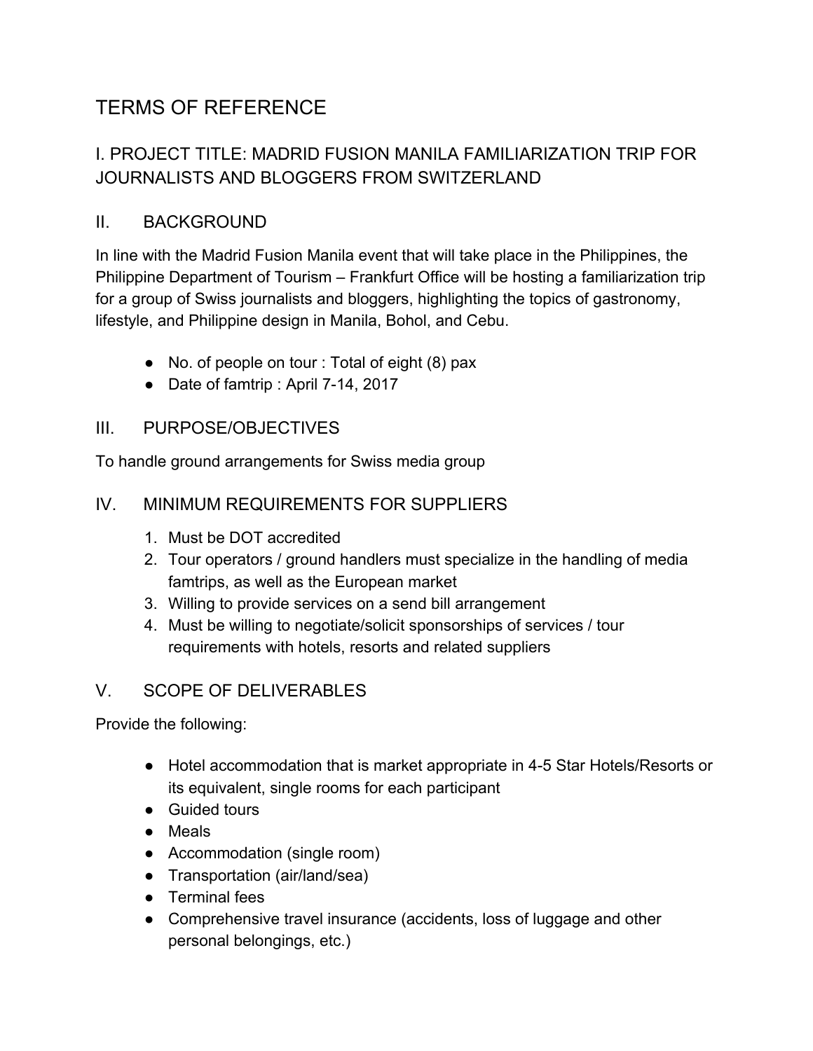# TERMS OF REFERENCE

## I. PROJECT TITLE: MADRID FUSION MANILA FAMILIARIZATION TRIP FOR JOURNALISTS AND BLOGGERS FROM SWITZERLAND

## II. BACKGROUND

In line with the Madrid Fusion Manila event that will take place in the Philippines, the Philippine Department of Tourism – Frankfurt Office will be hosting a familiarization trip for a group of Swiss journalists and bloggers, highlighting the topics of gastronomy, lifestyle, and Philippine design in Manila, Bohol, and Cebu.

- No. of people on tour : Total of eight (8) pax
- Date of famtrip : April 7-14, 2017

## III. PURPOSE/OBJECTIVES

To handle ground arrangements for Swiss media group

## IV. MINIMUM REQUIREMENTS FOR SUPPLIERS

1. Must be DOT accredited
2. Tour operators / ground handlers must specialize in the handling of media famtrips, as well as the European market
3. Willing to provide services on a send bill arrangement
4. Must be willing to negotiate/solicit sponsorships of services / tour requirements with hotels, resorts and related suppliers

## V. SCOPE OF DELIVERABLES

Provide the following:

- Hotel accommodation that is market appropriate in 4-5 Star Hotels/Resorts or its equivalent, single rooms for each participant
- Guided tours
- Meals
- Accommodation (single room)
- Transportation (air/land/sea)
- Terminal fees
- Comprehensive travel insurance (accidents, loss of luggage and other personal belongings, etc.)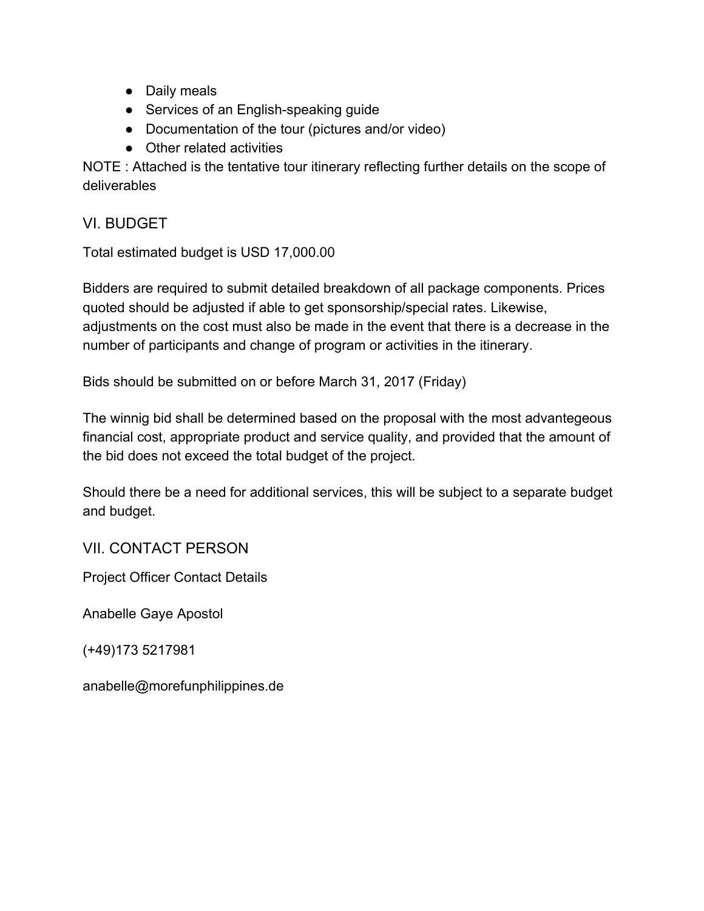- Daily meals
- Services of an English-speaking guide
- Documentation of the tour (pictures and/or video)
- Other related activities

NOTE : Attached is the tentative tour itinerary reflecting further details on the scope of deliverables

## VI. BUDGET

Total estimated budget is USD 17,000.00

Bidders are required to submit detailed breakdown of all package components. Prices quoted should be adjusted if able to get sponsorship/special rates. Likewise, adjustments on the cost must also be made in the event that there is a decrease in the number of participants and change of program or activities in the itinerary.

Bids should be submitted on or before March 31, 2017 (Friday)

The winnig bid shall be determined based on the proposal with the most advantegeous financial cost, appropriate product and service quality, and provided that the amount of the bid does not exceed the total budget of the project.

Should there be a need for additional services, this will be subject to a separate budget and budget.

## VII. CONTACT PERSON

Project Officer Contact Details

Anabelle Gaye Apostol

(+49)173 5217981

anabelle@morefunphilippines.de